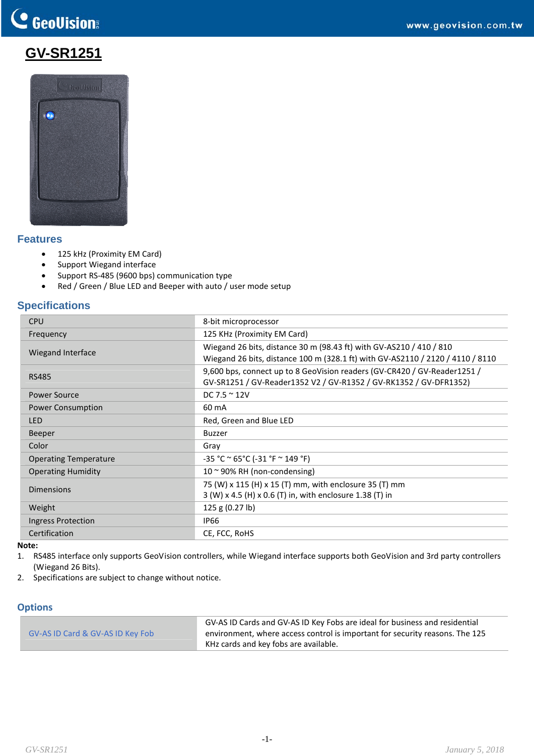# GV-SR1251

## Features

- 125 kHz (Proximity EM Card)
- Support Wiegand interface
- Support RS-485 (9600 bps) communication type
- Red / Green / Blue LED and Beeper with auto / user mode setup

## Specifications

| | |
|---|---|
| CPU | 8-bit microprocessor |
| Frequency | 125 KHz (Proximity EM Card) |
| Wiegand Interface | Wiegand 26 bits, distance 30 m (98.43 ft) with GV-AS210 / 410 / 810<br>Wiegand 26 bits, distance 100 m (328.1 ft) with GV-AS2110 / 2120 / 4110 / 8110 |
| RS485 | 9,600 bps, connect up to 8 GeoVision readers (GV-CR420 / GV-Reader1251 / GV-SR1251 / GV-Reader1352 V2 / GV-R1352 / GV-RK1352 / GV-DFR1352) |
| Power Source | DC 7.5 ~ 12V |
| Power Consumption | 60 mA |
| LED | Red, Green and Blue LED |
| Beeper | Buzzer |
| Color | Gray |
| Operating Temperature | -35 °C ~ 65°C (-31 °F ~ 149 °F) |
| Operating Humidity | 10 ~ 90% RH (non-condensing) |
| Dimensions | 75 (W) x 115 (H) x 15 (T) mm, with enclosure 35 (T) mm<br>3 (W) x 4.5 (H) x 0.6 (T) in, with enclosure 1.38 (T) in |
| Weight | 125 g (0.27 lb) |
| Ingress Protection | IP66 |
| Certification | CE, FCC, RoHS |

**Note:**

1. RS485 interface only supports GeoVision controllers, while Wiegand interface supports both GeoVision and 3rd party controllers (Wiegand 26 Bits).
2. Specifications are subject to change without notice.

## Options

| | |
|---|---|
| GV-AS ID Card & GV-AS ID Key Fob | GV-AS ID Cards and GV-AS ID Key Fobs are ideal for business and residential environment, where access control is important for security reasons. The 125 KHz cards and key fobs are available. |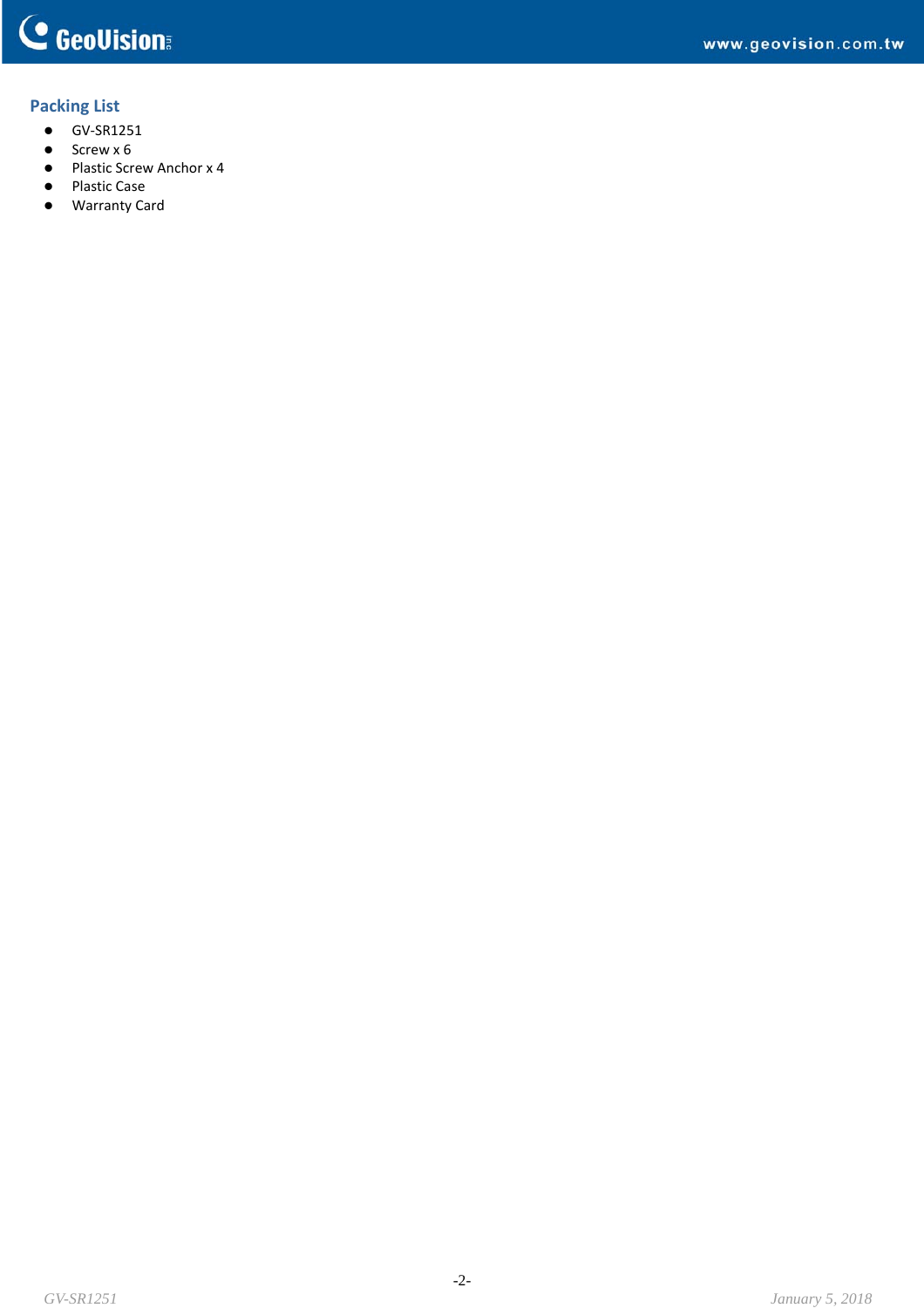## Packing List

- GV-SR1251
- Screw x 6
- Plastic Screw Anchor x 4
- Plastic Case
- Warranty Card